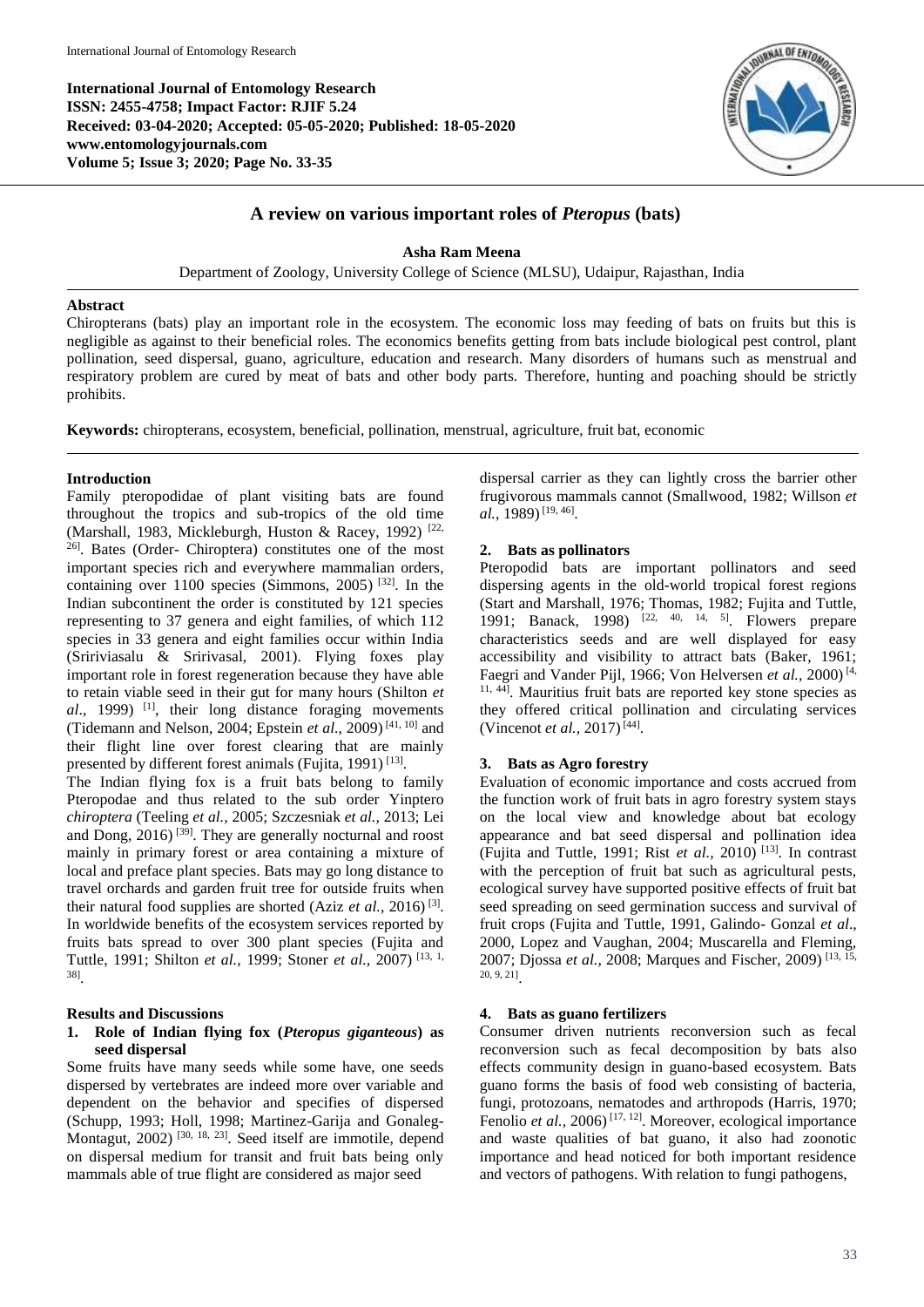**International Journal of Entomology Research**
**ISSN: 2455-4758; Impact Factor: RJIF 5.24**
**Received: 03-04-2020; Accepted: 05-05-2020; Published: 18-05-2020**
**www.entomologyjournals.com**
**Volume 5; Issue 3; 2020; Page No. 33-35**

# A review on various important roles of *Pteropus* (bats)

**Asha Ram Meena**

Department of Zoology, University College of Science (MLSU), Udaipur, Rajasthan, India

**Abstract**

Chiropterans (bats) play an important role in the ecosystem. The economic loss may feeding of bats on fruits but this is negligible as against to their beneficial roles. The economics benefits getting from bats include biological pest control, plant pollination, seed dispersal, guano, agriculture, education and research. Many disorders of humans such as menstrual and respiratory problem are cured by meat of bats and other body parts. Therefore, hunting and poaching should be strictly prohibits.

**Keywords:** chiropterans, ecosystem, beneficial, pollination, menstrual, agriculture, fruit bat, economic

## Introduction

Family pteropodidae of plant visiting bats are found throughout the tropics and sub-tropics of the old time (Marshall, 1983, Mickleburgh, Huston & Racey, 1992) [22, 26]. Bates (Order- Chiroptera) constitutes one of the most important species rich and everywhere mammalian orders, containing over 1100 species (Simmons, 2005) [32]. In the Indian subcontinent the order is constituted by 121 species representing to 37 genera and eight families, of which 112 species in 33 genera and eight families occur within India (Sririviasalu & Sririvasal, 2001). Flying foxes play important role in forest regeneration because they have able to retain viable seed in their gut for many hours (Shilton *et al*., 1999) [1], their long distance foraging movements (Tidemann and Nelson, 2004; Epstein *et al*., 2009) [41, 10] and their flight line over forest clearing that are mainly presented by different forest animals (Fujita, 1991) [13].

The Indian flying fox is a fruit bats belong to family Pteropodae and thus related to the sub order Yinptero *chiroptera* (Teeling *et al.,* 2005; Szczesniak *et al.,* 2013; Lei and Dong, 2016) [39]. They are generally nocturnal and roost mainly in primary forest or area containing a mixture of local and preface plant species. Bats may go long distance to travel orchards and garden fruit tree for outside fruits when their natural food supplies are shorted (Aziz *et al.,* 2016) [3]. In worldwide benefits of the ecosystem services reported by fruits bats spread to over 300 plant species (Fujita and Tuttle, 1991; Shilton *et al.,* 1999; Stoner *et al.,* 2007) [13, 1, 38].

## Results and Discussions

### 1. Role of Indian flying fox (*Pteropus giganteous*) as seed dispersal

Some fruits have many seeds while some have, one seeds dispersed by vertebrates are indeed more over variable and dependent on the behavior and specifies of dispersed (Schupp, 1993; Holl, 1998; Martinez-Garija and Gonaleg-Montagut, 2002) [30, 18, 23]. Seed itself are immotile, depend on dispersal medium for transit and fruit bats being only mammals able of true flight are considered as major seed dispersal carrier as they can lightly cross the barrier other frugivorous mammals cannot (Smallwood, 1982; Willson *et al.,* 1989) [19, 46].

### 2. Bats as pollinators

Pteropodid bats are important pollinators and seed dispersing agents in the old-world tropical forest regions (Start and Marshall, 1976; Thomas, 1982; Fujita and Tuttle, 1991; Banack, 1998) [22, 40, 14, 5]. Flowers prepare characteristics seeds and are well displayed for easy accessibility and visibility to attract bats (Baker, 1961; Faegri and Vander Pijl, 1966; Von Helversen *et al.,* 2000) [4, 11, 44]. Mauritius fruit bats are reported key stone species as they offered critical pollination and circulating services (Vincenot *et al.,* 2017) [44].

### 3. Bats as Agro forestry

Evaluation of economic importance and costs accrued from the function work of fruit bats in agro forestry system stays on the local view and knowledge about bat ecology appearance and bat seed dispersal and pollination idea (Fujita and Tuttle, 1991; Rist *et al.,* 2010) [13]. In contrast with the perception of fruit bat such as agricultural pests, ecological survey have supported positive effects of fruit bat seed spreading on seed germination success and survival of fruit crops (Fujita and Tuttle, 1991, Galindo- Gonzal *et al*., 2000, Lopez and Vaughan, 2004; Muscarella and Fleming, 2007; Djossa *et al.,* 2008; Marques and Fischer, 2009) [13, 15, 20, 9, 21].

### 4. Bats as guano fertilizers

Consumer driven nutrients reconversion such as fecal reconversion such as fecal decomposition by bats also effects community design in guano-based ecosystem. Bats guano forms the basis of food web consisting of bacteria, fungi, protozoans, nematodes and arthropods (Harris, 1970; Fenolio *et al.,* 2006) [17, 12]. Moreover, ecological importance and waste qualities of bat guano, it also had zoonotic importance and head noticed for both important residence and vectors of pathogens. With relation to fungi pathogens,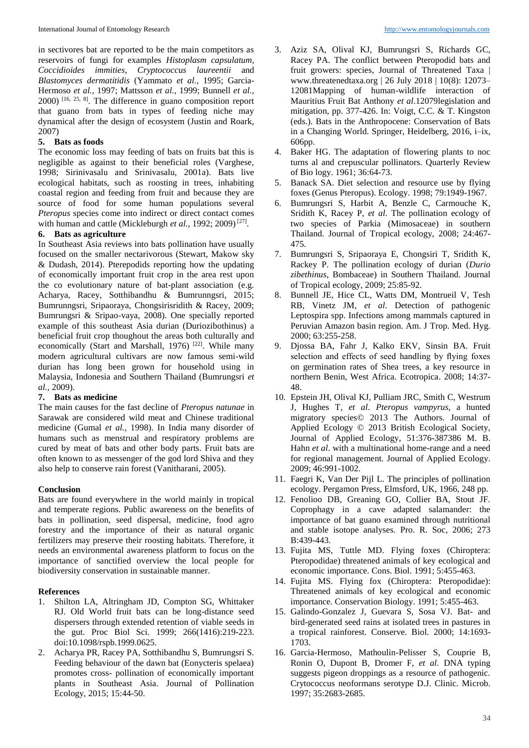in sectivores bat are reported to be the main competitors as reservoirs of fungi for examples *Histoplasm capsulatum*, *Coccidioides immities*, *Cryptococcus laureentii* and *Blastomyces dermatitidis* (Yammato *et al.,* 1995; Garcia-Hermoso *et al.,* 1997; Mattsson *et al.,* 1999; Bunnell *et al.,* 2000) [16, 25, 8]. The difference in guano composition report that guano from bats in types of feeding niche may dynamical after the design of ecosystem (Justin and Roark, 2007)

### 5. Bats as foods

The economic loss may feeding of bats on fruits bat this is negligible as against to their beneficial roles (Varghese, 1998; Sirinivasalu and Srinivasalu, 2001a). Bats live ecological habitats, such as roosting in trees, inhabiting coastal region and feeding from fruit and because they are source of food for some human populations several *Pteropus* species come into indirect or direct contact comes with human and cattle (Mickleburgh *et al.,* 1992; 2009) [27].

### 6. Bats as agriculture

In Southeast Asia reviews into bats pollination have usually focused on the smaller nectarivorous (Stewart, Makow sky & Dudash, 2014). Pterepodids reporting how the updating of economically important fruit crop in the area rest upon the co evolutionary nature of bat-plant association (e.g. Acharya, Racey, Sotthibandhu & Bumrunngsri, 2015; Bumrunngsri, Sripaoraya, Chongsirisridith & Racey, 2009; Bumrungsri & Sripao-vaya, 2008). One specially reported example of this southeast Asia durian (Duriozibothinus) a beneficial fruit crop thoughout the areas both culturally and economically (Start and Marshall, 1976) [22]. While many modern agricultural cultivars are now famous semi-wild durian has long been grown for household using in Malaysia, Indonesia and Southern Thailand (Bumrungsri *et al.,* 2009).

### 7. Bats as medicine

The main causes for the fast decline of *Pteropus natunae* in Sarawak are considered wild meat and Chinese traditional medicine (Gumal *et al.,* 1998). In India many disorder of humans such as menstrual and respiratory problems are cured by meat of bats and other body parts. Fruit bats are often known to as messenger of the god lord Shiva and they also help to conserve rain forest (Vanitharani, 2005).

## Conclusion

Bats are found everywhere in the world mainly in tropical and temperate regions. Public awareness on the benefits of bats in pollination, seed dispersal, medicine, food agro forestry and the importance of their as natural organic fertilizers may preserve their roosting habitats. Therefore, it needs an environmental awareness platform to focus on the importance of sanctified overview the local people for biodiversity conservation in sustainable manner.

## References

1. Shilton LA, Altringham JD, Compton SG, Whittaker RJ. Old World fruit bats can be long-distance seed dispersers through extended retention of viable seeds in the gut. Proc Biol Sci. 1999; 266(1416):219-223. doi:10.1098/rspb.1999.0625.
2. Acharya PR, Racey PA, Sotthibandhu S, Bumrungsri S. Feeding behaviour of the dawn bat (Eonycteris spelaea) promotes cross- pollination of economically important plants in Southeast Asia. Journal of Pollination Ecology, 2015; 15:44-50.
3. Aziz SA, Olival KJ, Bumrungsri S, Richards GC, Racey PA. The conflict between Pteropodid bats and fruit growers: species, Journal of Threatened Taxa | www.threatenedtaxa.org | 26 July 2018 | 10(8): 12073–12081Mapping of human-wildlife interaction of Mauritius Fruit Bat Anthony *et al*.12079legislation and mitigation, pp. 377-426. In: Voigt, C.C. & T. Kingston (eds.). Bats in the Anthropocene: Conservation of Bats in a Changing World. Springer, Heidelberg, 2016, i–ix, 606pp.
4. Baker HG. The adaptation of flowering plants to noc turns al and crepuscular pollinators. Quarterly Review of Bio logy. 1961; 36:64-73.
5. Banack SA. Diet selection and resource use by flying foxes (Genus Pteropus). Ecology. 1998; 79:1949-1967.
6. Bumrungsri S, Harbit A, Benzle C, Carmouche K, Sridith K, Racey P, *et al.* The pollination ecology of two species of Parkia (Mimosaceae) in southern Thailand. Journal of Tropical ecology, 2008; 24:467-475.
7. Bumrungsri S, Sripaoraya E, Chongsiri T, Sridith K, Rackey P. The pollination ecology of durian (*Durio zibethinus*, Bombaceae) in Southern Thailand. Journal of Tropical ecology, 2009; 25:85-92.
8. Bunnell JE, Hice CL, Watts DM, Montrueil V, Tesh RB, Vinetz JM, *et al*. Detection of pathogenic Leptospira spp. Infections among mammals captured in Peruvian Amazon basin region. Am. J Trop. Med. Hyg. 2000; 63:255-258.
9. Djossa BA, Fahr J, Kalko EKV, Sinsin BA. Fruit selection and effects of seed handling by flying foxes on germination rates of Shea trees, a key resource in northern Benin, West Africa. Ecotropica. 2008; 14:37-48.
10. Epstein JH, Olival KJ, Pulliam JRC, Smith C, Westrum J, Hughes T, *et al*. *Pteropus vampyrus*, a hunted migratory species© 2013 The Authors. Journal of Applied Ecology © 2013 British Ecological Society, Journal of Applied Ecology, 51:376-387386 M. B. Hahn *et al*. with a multinational home-range and a need for regional management. Journal of Applied Ecology. 2009; 46:991-1002.
11. Faegri K, Van Der Pijl L. The principles of pollination ecology. Pergamon Press, Elmsford, UK, 1966, 248 pp.
12. Fenolioo DB, Greaning GO, Collier BA, Stout JF. Coprophagy in a cave adapted salamander: the importance of bat guano examined through nutritional and stable isotope analyses. Pro. R. Soc, 2006; 273 B:439-443.
13. Fujita MS, Tuttle MD. Flying foxes (Chiroptera: Pteropodidae) threatened animals of key ecological and economic importance. Cons. Biol. 1991; 5:455-463.
14. Fujita MS. Flying fox (Chiroptera: Pteropodidae): Threatened animals of key ecological and economic importance. Conservation Biology. 1991; 5:455-463.
15. Galindo-Gonzalez J, Guevara S, Sosa VJ. Bat- and bird-generated seed rains at isolated trees in pastures in a tropical rainforest. Conserve. Biol. 2000; 14:1693-1703.
16. Garcia-Hermoso, Mathoulin-Pelisser S, Couprie B, Ronin O, Dupont B, Dromer F, *et al*. DNA typing suggests pigeon droppings as a resource of pathogenic. Crytococcus neoformans serotype D.J. Clinic. Microb. 1997; 35:2683-2685.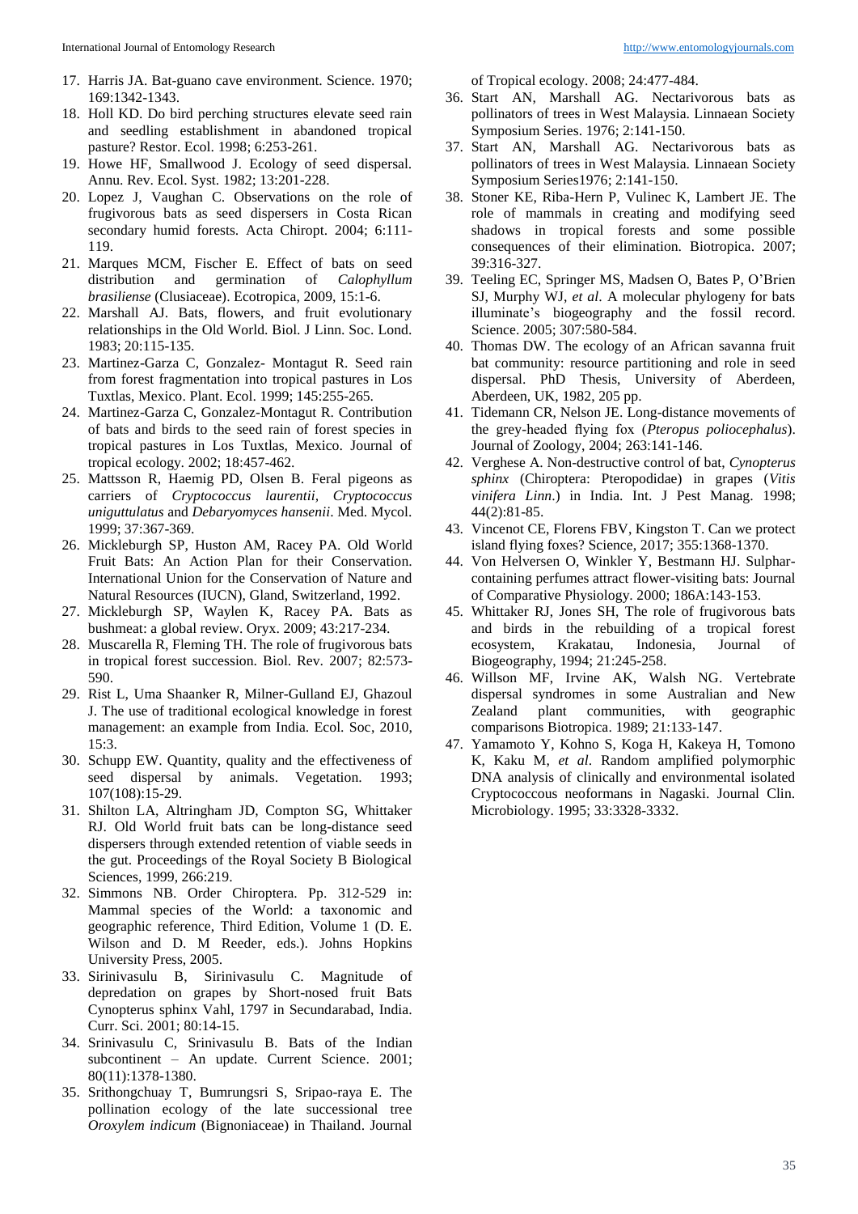17. Harris JA. Bat-guano cave environment. Science. 1970; 169:1342-1343.
18. Holl KD. Do bird perching structures elevate seed rain and seedling establishment in abandoned tropical pasture? Restor. Ecol. 1998; 6:253-261.
19. Howe HF, Smallwood J. Ecology of seed dispersal. Annu. Rev. Ecol. Syst. 1982; 13:201-228.
20. Lopez J, Vaughan C. Observations on the role of frugivorous bats as seed dispersers in Costa Rican secondary humid forests. Acta Chiropt. 2004; 6:111-119.
21. Marques MCM, Fischer E. Effect of bats on seed distribution and germination of *Calophyllum brasiliense* (Clusiaceae). Ecotropica, 2009, 15:1-6.
22. Marshall AJ. Bats, flowers, and fruit evolutionary relationships in the Old World. Biol. J Linn. Soc. Lond. 1983; 20:115-135.
23. Martinez-Garza C, Gonzalez- Montagut R. Seed rain from forest fragmentation into tropical pastures in Los Tuxtlas, Mexico. Plant. Ecol. 1999; 145:255-265.
24. Martinez-Garza C, Gonzalez-Montagut R. Contribution of bats and birds to the seed rain of forest species in tropical pastures in Los Tuxtlas, Mexico. Journal of tropical ecology. 2002; 18:457-462.
25. Mattsson R, Haemig PD, Olsen B. Feral pigeons as carriers of *Cryptococcus laurentii*, *Cryptococcus uniguttulatus* and *Debaryomyces hansenii*. Med. Mycol. 1999; 37:367-369.
26. Mickleburgh SP, Huston AM, Racey PA. Old World Fruit Bats: An Action Plan for their Conservation. International Union for the Conservation of Nature and Natural Resources (IUCN), Gland, Switzerland, 1992.
27. Mickleburgh SP, Waylen K, Racey PA. Bats as bushmeat: a global review. Oryx. 2009; 43:217-234.
28. Muscarella R, Fleming TH. The role of frugivorous bats in tropical forest succession. Biol. Rev. 2007; 82:573-590.
29. Rist L, Uma Shaanker R, Milner-Gulland EJ, Ghazoul J. The use of traditional ecological knowledge in forest management: an example from India. Ecol. Soc, 2010, 15:3.
30. Schupp EW. Quantity, quality and the effectiveness of seed dispersal by animals. Vegetation. 1993; 107(108):15-29.
31. Shilton LA, Altringham JD, Compton SG, Whittaker RJ. Old World fruit bats can be long-distance seed dispersers through extended retention of viable seeds in the gut. Proceedings of the Royal Society B Biological Sciences, 1999, 266:219.
32. Simmons NB. Order Chiroptera. Pp. 312-529 in: Mammal species of the World: a taxonomic and geographic reference, Third Edition, Volume 1 (D. E. Wilson and D. M Reeder, eds.). Johns Hopkins University Press, 2005.
33. Sirinivasulu B, Sirinivasulu C. Magnitude of depredation on grapes by Short-nosed fruit Bats Cynopterus sphinx Vahl, 1797 in Secundarabad, India. Curr. Sci. 2001; 80:14-15.
34. Srinivasulu C, Srinivasulu B. Bats of the Indian subcontinent – An update. Current Science. 2001; 80(11):1378-1380.
35. Srithongchuay T, Bumrungsri S, Sripao-raya E. The pollination ecology of the late successional tree *Oroxylem indicum* (Bignoniaceae) in Thailand. Journal of Tropical ecology. 2008; 24:477-484.
36. Start AN, Marshall AG. Nectarivorous bats as pollinators of trees in West Malaysia. Linnaean Society Symposium Series. 1976; 2:141-150.
37. Start AN, Marshall AG. Nectarivorous bats as pollinators of trees in West Malaysia. Linnaean Society Symposium Series1976; 2:141-150.
38. Stoner KE, Riba-Hern P, Vulinec K, Lambert JE. The role of mammals in creating and modifying seed shadows in tropical forests and some possible consequences of their elimination. Biotropica. 2007; 39:316-327.
39. Teeling EC, Springer MS, Madsen O, Bates P, O'Brien SJ, Murphy WJ, *et al*. A molecular phylogeny for bats illuminate's biogeography and the fossil record. Science. 2005; 307:580-584.
40. Thomas DW. The ecology of an African savanna fruit bat community: resource partitioning and role in seed dispersal. PhD Thesis, University of Aberdeen, Aberdeen, UK, 1982, 205 pp.
41. Tidemann CR, Nelson JE. Long-distance movements of the grey-headed flying fox (*Pteropus poliocephalus*). Journal of Zoology, 2004; 263:141-146.
42. Verghese A. Non-destructive control of bat, *Cynopterus sphinx* (Chiroptera: Pteropodidae) in grapes (*Vitis vinifera Linn*.) in India. Int. J Pest Manag. 1998; 44(2):81-85.
43. Vincenot CE, Florens FBV, Kingston T. Can we protect island flying foxes? Science, 2017; 355:1368-1370.
44. Von Helversen O, Winkler Y, Bestmann HJ. Sulphar-containing perfumes attract flower-visiting bats: Journal of Comparative Physiology. 2000; 186A:143-153.
45. Whittaker RJ, Jones SH, The role of frugivorous bats and birds in the rebuilding of a tropical forest ecosystem, Krakatau, Indonesia, Journal of Biogeography, 1994; 21:245-258.
46. Willson MF, Irvine AK, Walsh NG. Vertebrate dispersal syndromes in some Australian and New Zealand plant communities, with geographic comparisons Biotropica. 1989; 21:133-147.
47. Yamamoto Y, Kohno S, Koga H, Kakeya H, Tomono K, Kaku M, *et al*. Random amplified polymorphic DNA analysis of clinically and environmental isolated Cryptococcous neoformans in Nagaski. Journal Clin. Microbiology. 1995; 33:3328-3332.